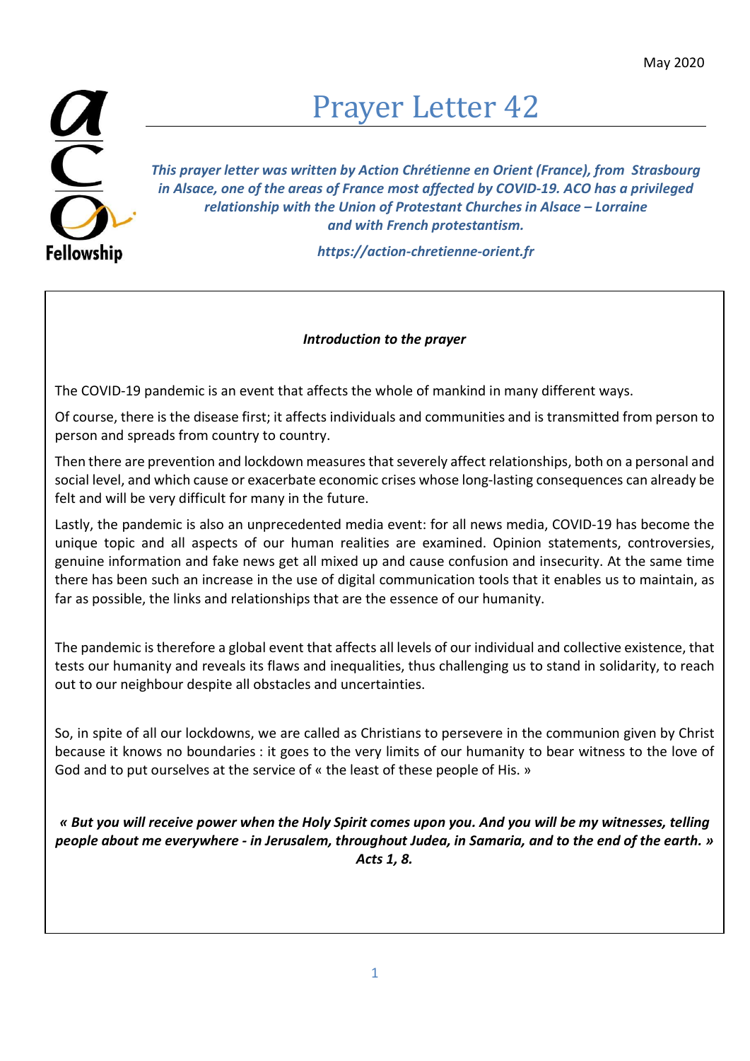May 2020

ACO Fellowship

# Prayer Letter 42

***This prayer letter was written by Action Chrétienne en Orient (France), from Strasbourg in Alsace, one of the areas of France most affected by COVID-19. ACO has a privileged relationship with the Union of Protestant Churches in Alsace – Lorraine and with French protestantism.***

***https://action-chretienne-orient.fr***

***Introduction to the prayer***

The COVID-19 pandemic is an event that affects the whole of mankind in many different ways.

Of course, there is the disease first; it affects individuals and communities and is transmitted from person to person and spreads from country to country.

Then there are prevention and lockdown measures that severely affect relationships, both on a personal and social level, and which cause or exacerbate economic crises whose long-lasting consequences can already be felt and will be very difficult for many in the future.

Lastly, the pandemic is also an unprecedented media event: for all news media, COVID-19 has become the unique topic and all aspects of our human realities are examined. Opinion statements, controversies, genuine information and fake news get all mixed up and cause confusion and insecurity. At the same time there has been such an increase in the use of digital communication tools that it enables us to maintain, as far as possible, the links and relationships that are the essence of our humanity.

The pandemic is therefore a global event that affects all levels of our individual and collective existence, that tests our humanity and reveals its flaws and inequalities, thus challenging us to stand in solidarity, to reach out to our neighbour despite all obstacles and uncertainties.

So, in spite of all our lockdowns, we are called as Christians to persevere in the communion given by Christ because it knows no boundaries : it goes to the very limits of our humanity to bear witness to the love of God and to put ourselves at the service of « the least of these people of His. »

***« But you will receive power when the Holy Spirit comes upon you. And you will be my witnesses, telling people about me everywhere - in Jerusalem, throughout Judea, in Samaria, and to the end of the earth. » Acts 1, 8.***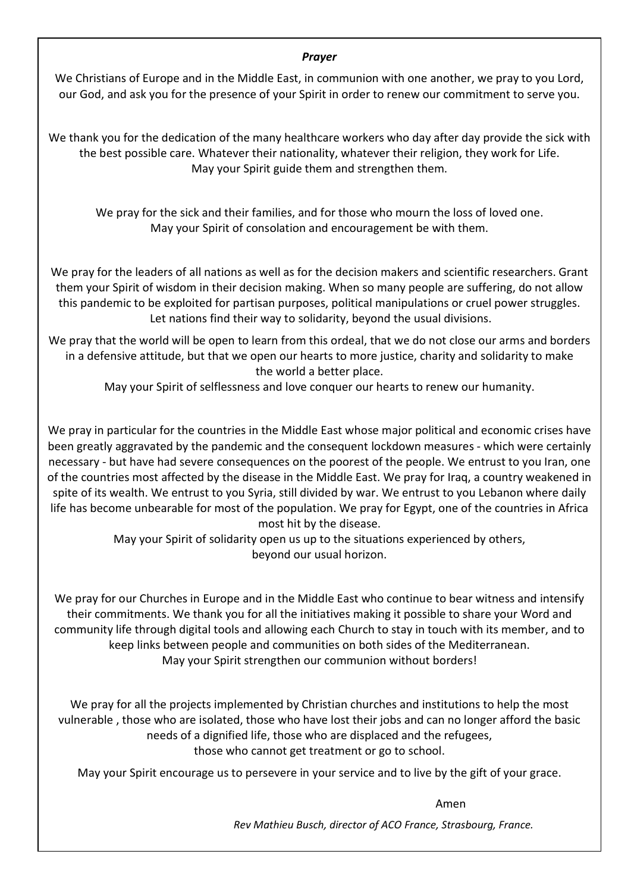***Prayer***

We Christians of Europe and in the Middle East, in communion with one another, we pray to you Lord, our God, and ask you for the presence of your Spirit in order to renew our commitment to serve you.

We thank you for the dedication of the many healthcare workers who day after day provide the sick with the best possible care. Whatever their nationality, whatever their religion, they work for Life.
May your Spirit guide them and strengthen them.

We pray for the sick and their families, and for those who mourn the loss of loved one.
May your Spirit of consolation and encouragement be with them.

We pray for the leaders of all nations as well as for the decision makers and scientific researchers. Grant them your Spirit of wisdom in their decision making. When so many people are suffering, do not allow this pandemic to be exploited for partisan purposes, political manipulations or cruel power struggles.
Let nations find their way to solidarity, beyond the usual divisions.

We pray that the world will be open to learn from this ordeal, that we do not close our arms and borders in a defensive attitude, but that we open our hearts to more justice, charity and solidarity to make the world a better place.
May your Spirit of selflessness and love conquer our hearts to renew our humanity.

We pray in particular for the countries in the Middle East whose major political and economic crises have been greatly aggravated by the pandemic and the consequent lockdown measures - which were certainly necessary - but have had severe consequences on the poorest of the people. We entrust to you Iran, one of the countries most affected by the disease in the Middle East. We pray for Iraq, a country weakened in spite of its wealth. We entrust to you Syria, still divided by war. We entrust to you Lebanon where daily life has become unbearable for most of the population. We pray for Egypt, one of the countries in Africa most hit by the disease.
May your Spirit of solidarity open us up to the situations experienced by others,
beyond our usual horizon.

We pray for our Churches in Europe and in the Middle East who continue to bear witness and intensify their commitments. We thank you for all the initiatives making it possible to share your Word and community life through digital tools and allowing each Church to stay in touch with its member, and to keep links between people and communities on both sides of the Mediterranean.
May your Spirit strengthen our communion without borders!

We pray for all the projects implemented by Christian churches and institutions to help the most vulnerable , those who are isolated, those who have lost their jobs and can no longer afford the basic needs of a dignified life, those who are displaced and the refugees,
those who cannot get treatment or go to school.

May your Spirit encourage us to persevere in your service and to live by the gift of your grace.

Amen

*Rev Mathieu Busch, director of ACO France, Strasbourg, France.*